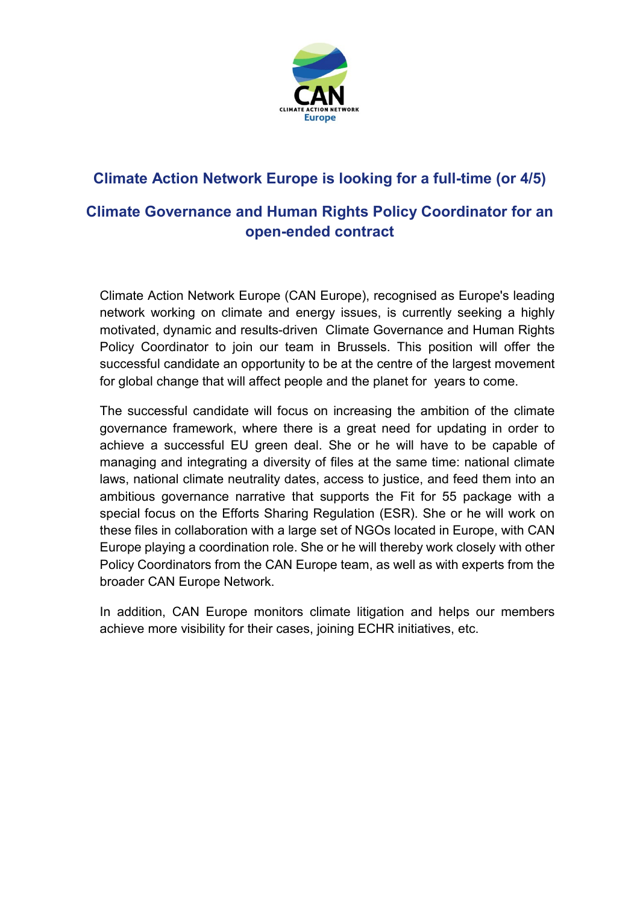# Climate Action Network Europe is looking for a full-time (or 4/5)

## Climate Governance and Human Rights Policy Coordinator for an open-ended contract

Climate Action Network Europe (CAN Europe), recognised as Europe's leading network working on climate and energy issues, is currently seeking a highly motivated, dynamic and results-driven Climate Governance and Human Rights Policy Coordinator to join our team in Brussels. This position will offer the successful candidate an opportunity to be at the centre of the largest movement for global change that will affect people and the planet for years to come.

The successful candidate will focus on increasing the ambition of the climate governance framework, where there is a great need for updating in order to achieve a successful EU green deal. She or he will have to be capable of managing and integrating a diversity of files at the same time: national climate laws, national climate neutrality dates, access to justice, and feed them into an ambitious governance narrative that supports the Fit for 55 package with a special focus on the Efforts Sharing Regulation (ESR). She or he will work on these files in collaboration with a large set of NGOs located in Europe, with CAN Europe playing a coordination role. She or he will thereby work closely with other Policy Coordinators from the CAN Europe team, as well as with experts from the broader CAN Europe Network.

In addition, CAN Europe monitors climate litigation and helps our members achieve more visibility for their cases, joining ECHR initiatives, etc.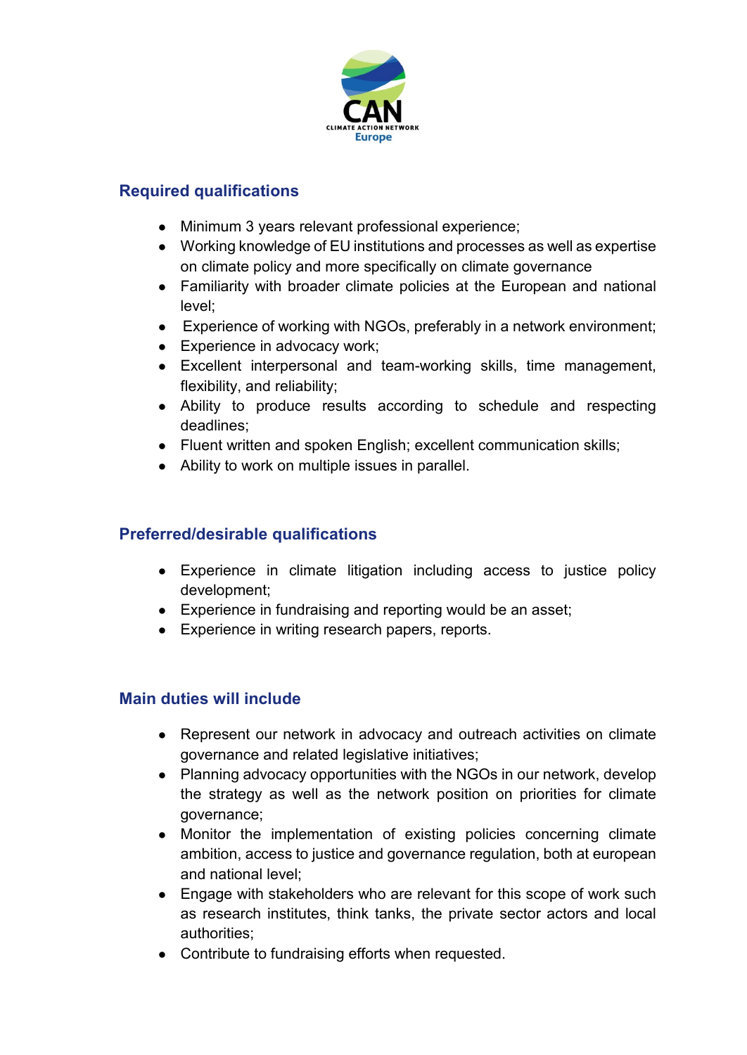## Required qualifications

- Minimum 3 years relevant professional experience;
- Working knowledge of EU institutions and processes as well as expertise on climate policy and more specifically on climate governance
- Familiarity with broader climate policies at the European and national level;
- Experience of working with NGOs, preferably in a network environment;
- Experience in advocacy work;
- Excellent interpersonal and team-working skills, time management, flexibility, and reliability;
- Ability to produce results according to schedule and respecting deadlines;
- Fluent written and spoken English; excellent communication skills;
- Ability to work on multiple issues in parallel.

## Preferred/desirable qualifications

- Experience in climate litigation including access to justice policy development;
- Experience in fundraising and reporting would be an asset;
- Experience in writing research papers, reports.

## Main duties will include

- Represent our network in advocacy and outreach activities on climate governance and related legislative initiatives;
- Planning advocacy opportunities with the NGOs in our network, develop the strategy as well as the network position on priorities for climate governance;
- Monitor the implementation of existing policies concerning climate ambition, access to justice and governance regulation, both at european and national level;
- Engage with stakeholders who are relevant for this scope of work such as research institutes, think tanks, the private sector actors and local authorities;
- Contribute to fundraising efforts when requested.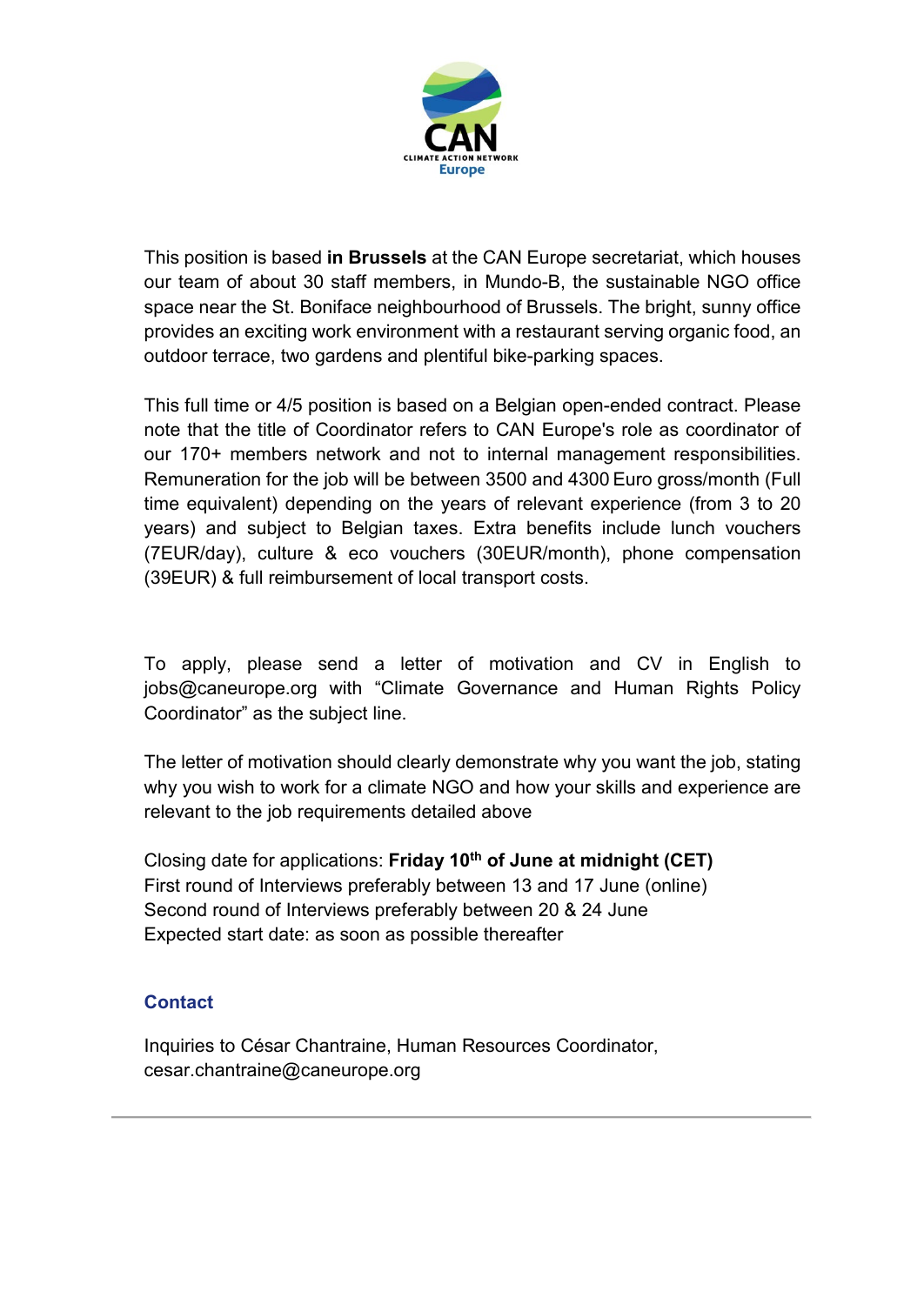This position is based **in Brussels** at the CAN Europe secretariat, which houses our team of about 30 staff members, in Mundo-B, the sustainable NGO office space near the St. Boniface neighbourhood of Brussels. The bright, sunny office provides an exciting work environment with a restaurant serving organic food, an outdoor terrace, two gardens and plentiful bike-parking spaces.

This full time or 4/5 position is based on a Belgian open-ended contract. Please note that the title of Coordinator refers to CAN Europe's role as coordinator of our 170+ members network and not to internal management responsibilities. Remuneration for the job will be between 3500 and 4300 Euro gross/month (Full time equivalent) depending on the years of relevant experience (from 3 to 20 years) and subject to Belgian taxes. Extra benefits include lunch vouchers (7EUR/day), culture & eco vouchers (30EUR/month), phone compensation (39EUR) & full reimbursement of local transport costs.

To apply, please send a letter of motivation and CV in English to jobs@caneurope.org with “Climate Governance and Human Rights Policy Coordinator” as the subject line.

The letter of motivation should clearly demonstrate why you want the job, stating why you wish to work for a climate NGO and how your skills and experience are relevant to the job requirements detailed above

Closing date for applications: **Friday 10th of June at midnight (CET)**
First round of Interviews preferably between 13 and 17 June (online)
Second round of Interviews preferably between 20 & 24 June
Expected start date: as soon as possible thereafter

## Contact

Inquiries to César Chantraine, Human Resources Coordinator,
cesar.chantraine@caneurope.org